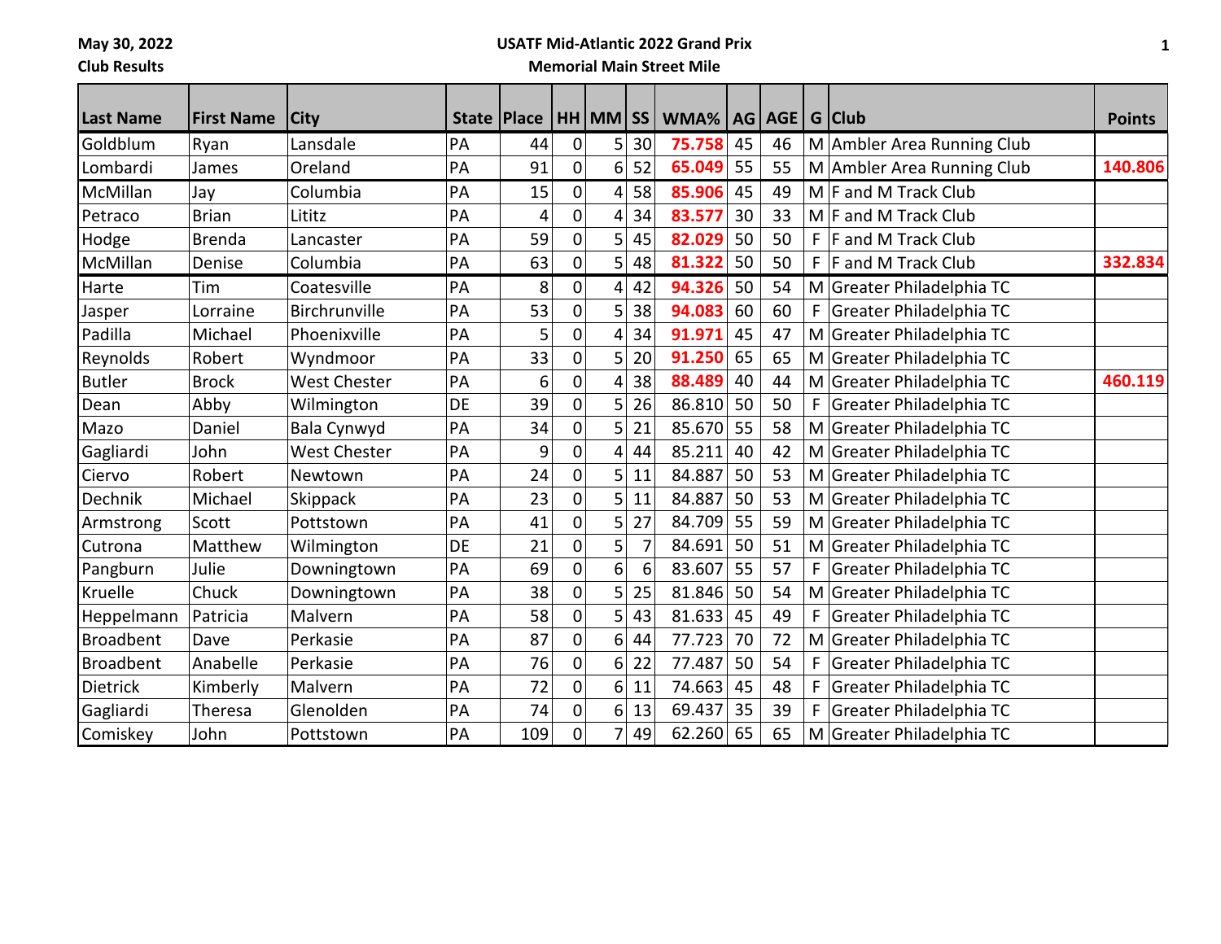May 30, 2022

Club Results

**USATF Mid-Atlantic 2022 Grand Prix**

**Memorial Main Street Mile**

| Last Name | First Name | City | State | Place | HH | MM | SS | WMA% | AG | AGE | G | Club | Points |
|---|---|---|---|---|---|---|---|---|---|---|---|---|---|
| Goldblum | Ryan | Lansdale | PA | 44 | 0 | 5 | 30 | **75.758** | 45 | 46 | M | Ambler Area Running Club | |
| Lombardi | James | Oreland | PA | 91 | 0 | 6 | 52 | **65.049** | 55 | 55 | M | Ambler Area Running Club | **140.806** |
| McMillan | Jay | Columbia | PA | 15 | 0 | 4 | 58 | **85.906** | 45 | 49 | M | F and M Track Club | |
| Petraco | Brian | Lititz | PA | 4 | 0 | 4 | 34 | **83.577** | 30 | 33 | M | F and M Track Club | |
| Hodge | Brenda | Lancaster | PA | 59 | 0 | 5 | 45 | **82.029** | 50 | 50 | F | F and M Track Club | |
| McMillan | Denise | Columbia | PA | 63 | 0 | 5 | 48 | **81.322** | 50 | 50 | F | F and M Track Club | **332.834** |
| Harte | Tim | Coatesville | PA | 8 | 0 | 4 | 42 | **94.326** | 50 | 54 | M | Greater Philadelphia TC | |
| Jasper | Lorraine | Birchrunville | PA | 53 | 0 | 5 | 38 | **94.083** | 60 | 60 | F | Greater Philadelphia TC | |
| Padilla | Michael | Phoenixville | PA | 5 | 0 | 4 | 34 | **91.971** | 45 | 47 | M | Greater Philadelphia TC | |
| Reynolds | Robert | Wyndmoor | PA | 33 | 0 | 5 | 20 | **91.250** | 65 | 65 | M | Greater Philadelphia TC | |
| Butler | Brock | West Chester | PA | 6 | 0 | 4 | 38 | **88.489** | 40 | 44 | M | Greater Philadelphia TC | **460.119** |
| Dean | Abby | Wilmington | DE | 39 | 0 | 5 | 26 | 86.810 | 50 | 50 | F | Greater Philadelphia TC | |
| Mazo | Daniel | Bala Cynwyd | PA | 34 | 0 | 5 | 21 | 85.670 | 55 | 58 | M | Greater Philadelphia TC | |
| Gagliardi | John | West Chester | PA | 9 | 0 | 4 | 44 | 85.211 | 40 | 42 | M | Greater Philadelphia TC | |
| Ciervo | Robert | Newtown | PA | 24 | 0 | 5 | 11 | 84.887 | 50 | 53 | M | Greater Philadelphia TC | |
| Dechnik | Michael | Skippack | PA | 23 | 0 | 5 | 11 | 84.887 | 50 | 53 | M | Greater Philadelphia TC | |
| Armstrong | Scott | Pottstown | PA | 41 | 0 | 5 | 27 | 84.709 | 55 | 59 | M | Greater Philadelphia TC | |
| Cutrona | Matthew | Wilmington | DE | 21 | 0 | 5 | 7 | 84.691 | 50 | 51 | M | Greater Philadelphia TC | |
| Pangburn | Julie | Downingtown | PA | 69 | 0 | 6 | 6 | 83.607 | 55 | 57 | F | Greater Philadelphia TC | |
| Kruelle | Chuck | Downingtown | PA | 38 | 0 | 5 | 25 | 81.846 | 50 | 54 | M | Greater Philadelphia TC | |
| Heppelmann | Patricia | Malvern | PA | 58 | 0 | 5 | 43 | 81.633 | 45 | 49 | F | Greater Philadelphia TC | |
| Broadbent | Dave | Perkasie | PA | 87 | 0 | 6 | 44 | 77.723 | 70 | 72 | M | Greater Philadelphia TC | |
| Broadbent | Anabelle | Perkasie | PA | 76 | 0 | 6 | 22 | 77.487 | 50 | 54 | F | Greater Philadelphia TC | |
| Dietrick | Kimberly | Malvern | PA | 72 | 0 | 6 | 11 | 74.663 | 45 | 48 | F | Greater Philadelphia TC | |
| Gagliardi | Theresa | Glenolden | PA | 74 | 0 | 6 | 13 | 69.437 | 35 | 39 | F | Greater Philadelphia TC | |
| Comiskey | John | Pottstown | PA | 109 | 0 | 7 | 49 | 62.260 | 65 | 65 | M | Greater Philadelphia TC | |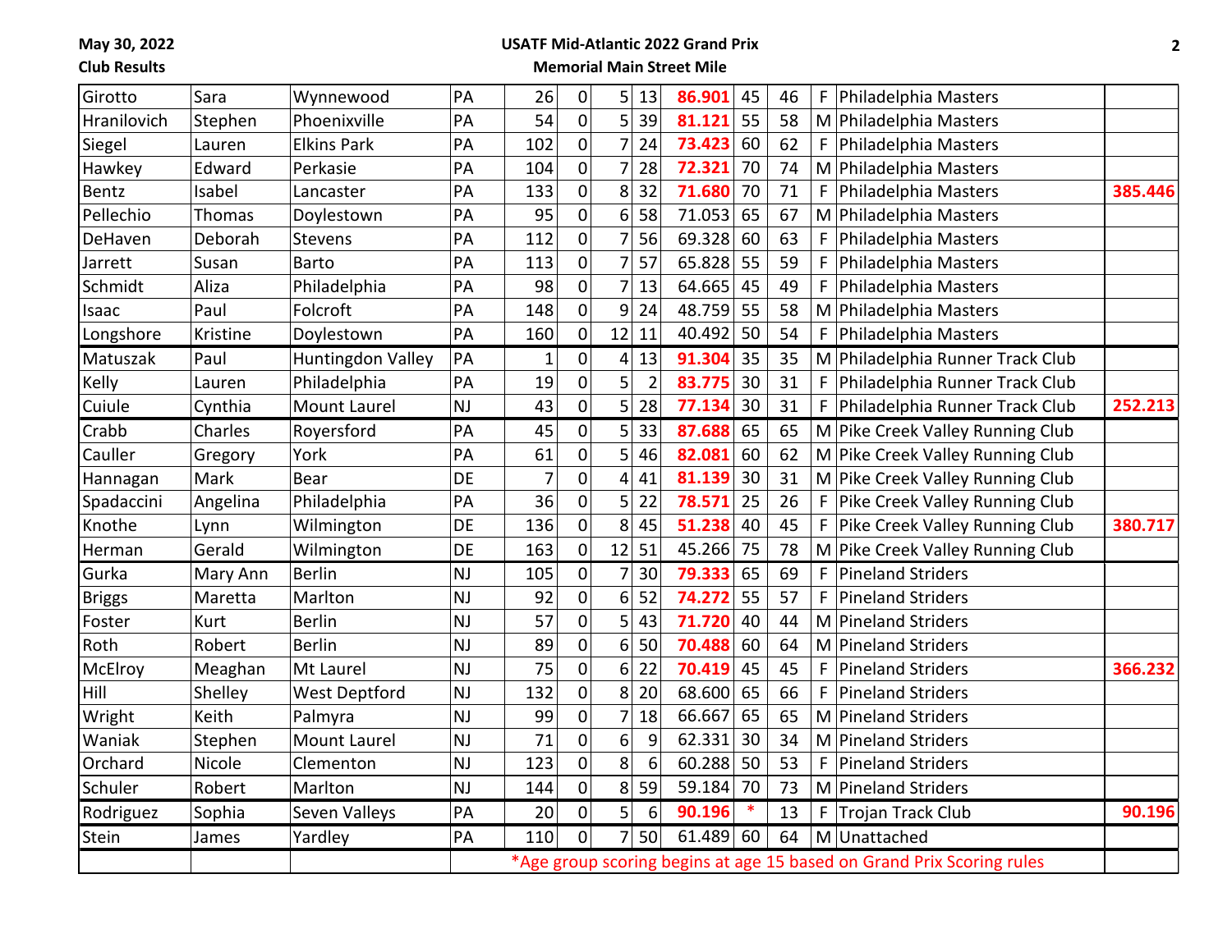May 30, 2022
Club Results

**USATF Mid-Atlantic 2022 Grand Prix**
**Memorial Main Street Mile**

| | | | | | | | | | | | | | |
|---|---|---|---|---|---|---|---|---|---|---|---|---|---|
| Girotto | Sara | Wynnewood | PA | 26 | 0 | 5 | 13 | **86.901** | 45 | 46 | F | Philadelphia Masters | |
| Hranilovich | Stephen | Phoenixville | PA | 54 | 0 | 5 | 39 | **81.121** | 55 | 58 | M | Philadelphia Masters | |
| Siegel | Lauren | Elkins Park | PA | 102 | 0 | 7 | 24 | **73.423** | 60 | 62 | F | Philadelphia Masters | |
| Hawkey | Edward | Perkasie | PA | 104 | 0 | 7 | 28 | **72.321** | 70 | 74 | M | Philadelphia Masters | |
| Bentz | Isabel | Lancaster | PA | 133 | 0 | 8 | 32 | **71.680** | 70 | 71 | F | Philadelphia Masters | **385.446** |
| Pellechio | Thomas | Doylestown | PA | 95 | 0 | 6 | 58 | 71.053 | 65 | 67 | M | Philadelphia Masters | |
| DeHaven | Deborah | Stevens | PA | 112 | 0 | 7 | 56 | 69.328 | 60 | 63 | F | Philadelphia Masters | |
| Jarrett | Susan | Barto | PA | 113 | 0 | 7 | 57 | 65.828 | 55 | 59 | F | Philadelphia Masters | |
| Schmidt | Aliza | Philadelphia | PA | 98 | 0 | 7 | 13 | 64.665 | 45 | 49 | F | Philadelphia Masters | |
| Isaac | Paul | Folcroft | PA | 148 | 0 | 9 | 24 | 48.759 | 55 | 58 | M | Philadelphia Masters | |
| Longshore | Kristine | Doylestown | PA | 160 | 0 | 12 | 11 | 40.492 | 50 | 54 | F | Philadelphia Masters | |
| Matuszak | Paul | Huntingdon Valley | PA | 1 | 0 | 4 | 13 | **91.304** | 35 | 35 | M | Philadelphia Runner Track Club | |
| Kelly | Lauren | Philadelphia | PA | 19 | 0 | 5 | 2 | **83.775** | 30 | 31 | F | Philadelphia Runner Track Club | |
| Cuiule | Cynthia | Mount Laurel | NJ | 43 | 0 | 5 | 28 | **77.134** | 30 | 31 | F | Philadelphia Runner Track Club | **252.213** |
| Crabb | Charles | Royersford | PA | 45 | 0 | 5 | 33 | **87.688** | 65 | 65 | M | Pike Creek Valley Running Club | |
| Cauller | Gregory | York | PA | 61 | 0 | 5 | 46 | **82.081** | 60 | 62 | M | Pike Creek Valley Running Club | |
| Hannagan | Mark | Bear | DE | 7 | 0 | 4 | 41 | **81.139** | 30 | 31 | M | Pike Creek Valley Running Club | |
| Spadaccini | Angelina | Philadelphia | PA | 36 | 0 | 5 | 22 | **78.571** | 25 | 26 | F | Pike Creek Valley Running Club | |
| Knothe | Lynn | Wilmington | DE | 136 | 0 | 8 | 45 | **51.238** | 40 | 45 | F | Pike Creek Valley Running Club | **380.717** |
| Herman | Gerald | Wilmington | DE | 163 | 0 | 12 | 51 | 45.266 | 75 | 78 | M | Pike Creek Valley Running Club | |
| Gurka | Mary Ann | Berlin | NJ | 105 | 0 | 7 | 30 | **79.333** | 65 | 69 | F | Pineland Striders | |
| Briggs | Maretta | Marlton | NJ | 92 | 0 | 6 | 52 | **74.272** | 55 | 57 | F | Pineland Striders | |
| Foster | Kurt | Berlin | NJ | 57 | 0 | 5 | 43 | **71.720** | 40 | 44 | M | Pineland Striders | |
| Roth | Robert | Berlin | NJ | 89 | 0 | 6 | 50 | **70.488** | 60 | 64 | M | Pineland Striders | |
| McElroy | Meaghan | Mt Laurel | NJ | 75 | 0 | 6 | 22 | **70.419** | 45 | 45 | F | Pineland Striders | **366.232** |
| Hill | Shelley | West Deptford | NJ | 132 | 0 | 8 | 20 | 68.600 | 65 | 66 | F | Pineland Striders | |
| Wright | Keith | Palmyra | NJ | 99 | 0 | 7 | 18 | 66.667 | 65 | 65 | M | Pineland Striders | |
| Waniak | Stephen | Mount Laurel | NJ | 71 | 0 | 6 | 9 | 62.331 | 30 | 34 | M | Pineland Striders | |
| Orchard | Nicole | Clementon | NJ | 123 | 0 | 8 | 6 | 60.288 | 50 | 53 | F | Pineland Striders | |
| Schuler | Robert | Marlton | NJ | 144 | 0 | 8 | 59 | 59.184 | 70 | 73 | M | Pineland Striders | |
| Rodriguez | Sophia | Seven Valleys | PA | 20 | 0 | 5 | 6 | **90.196** | * | 13 | F | Trojan Track Club | **90.196** |
| Stein | James | Yardley | PA | 110 | 0 | 7 | 50 | 61.489 | 60 | 64 | M | Unattached | |
| | | | *Age group scoring begins at age 15 based on Grand Prix Scoring rules | | | | | | | | | | |